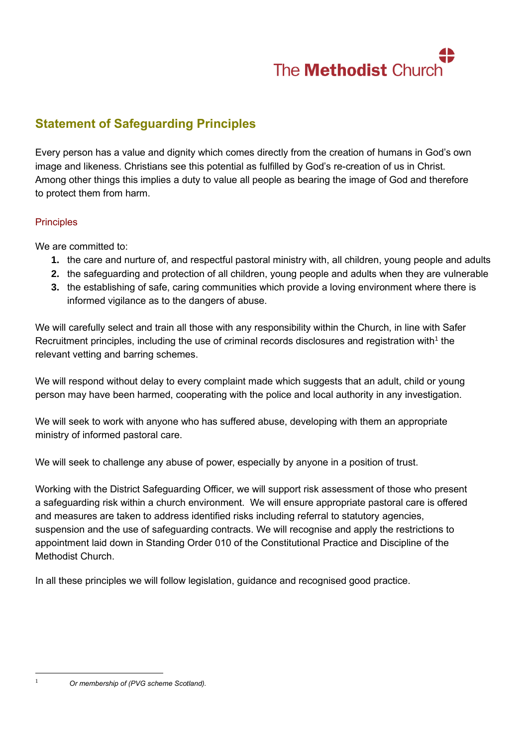The Methodist Church

# Statement of Safeguarding Principles

Every person has a value and dignity which comes directly from the creation of humans in God's own image and likeness. Christians see this potential as fulfilled by God's re-creation of us in Christ. Among other things this implies a duty to value all people as bearing the image of God and therefore to protect them from harm.

## Principles

We are committed to:

1. the care and nurture of, and respectful pastoral ministry with, all children, young people and adults
2. the safeguarding and protection of all children, young people and adults when they are vulnerable
3. the establishing of safe, caring communities which provide a loving environment where there is informed vigilance as to the dangers of abuse.

We will carefully select and train all those with any responsibility within the Church, in line with Safer Recruitment principles, including the use of criminal records disclosures and registration with[1] the relevant vetting and barring schemes.

We will respond without delay to every complaint made which suggests that an adult, child or young person may have been harmed, cooperating with the police and local authority in any investigation.

We will seek to work with anyone who has suffered abuse, developing with them an appropriate ministry of informed pastoral care.

We will seek to challenge any abuse of power, especially by anyone in a position of trust.

Working with the District Safeguarding Officer, we will support risk assessment of those who present a safeguarding risk within a church environment. We will ensure appropriate pastoral care is offered and measures are taken to address identified risks including referral to statutory agencies, suspension and the use of safeguarding contracts. We will recognise and apply the restrictions to appointment laid down in Standing Order 010 of the Constitutional Practice and Discipline of the Methodist Church.

In all these principles we will follow legislation, guidance and recognised good practice.

---

[1] *Or membership of (PVG scheme Scotland).*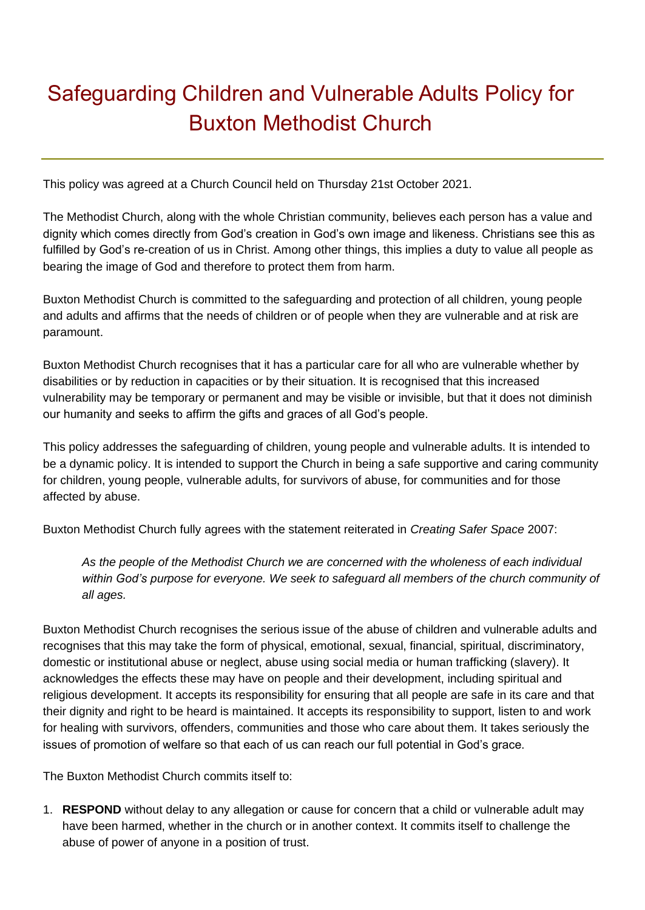# Safeguarding Children and Vulnerable Adults Policy for Buxton Methodist Church

This policy was agreed at a Church Council held on Thursday 21st October 2021.

The Methodist Church, along with the whole Christian community, believes each person has a value and dignity which comes directly from God's creation in God's own image and likeness. Christians see this as fulfilled by God's re-creation of us in Christ. Among other things, this implies a duty to value all people as bearing the image of God and therefore to protect them from harm.

Buxton Methodist Church is committed to the safeguarding and protection of all children, young people and adults and affirms that the needs of children or of people when they are vulnerable and at risk are paramount.

Buxton Methodist Church recognises that it has a particular care for all who are vulnerable whether by disabilities or by reduction in capacities or by their situation. It is recognised that this increased vulnerability may be temporary or permanent and may be visible or invisible, but that it does not diminish our humanity and seeks to affirm the gifts and graces of all God's people.

This policy addresses the safeguarding of children, young people and vulnerable adults. It is intended to be a dynamic policy. It is intended to support the Church in being a safe supportive and caring community for children, young people, vulnerable adults, for survivors of abuse, for communities and for those affected by abuse.

Buxton Methodist Church fully agrees with the statement reiterated in *Creating Safer Space* 2007:

> *As the people of the Methodist Church we are concerned with the wholeness of each individual within God's purpose for everyone. We seek to safeguard all members of the church community of all ages.*

Buxton Methodist Church recognises the serious issue of the abuse of children and vulnerable adults and recognises that this may take the form of physical, emotional, sexual, financial, spiritual, discriminatory, domestic or institutional abuse or neglect, abuse using social media or human trafficking (slavery). It acknowledges the effects these may have on people and their development, including spiritual and religious development. It accepts its responsibility for ensuring that all people are safe in its care and that their dignity and right to be heard is maintained. It accepts its responsibility to support, listen to and work for healing with survivors, offenders, communities and those who care about them. It takes seriously the issues of promotion of welfare so that each of us can reach our full potential in God's grace.

The Buxton Methodist Church commits itself to:

1. **RESPOND** without delay to any allegation or cause for concern that a child or vulnerable adult may have been harmed, whether in the church or in another context. It commits itself to challenge the abuse of power of anyone in a position of trust.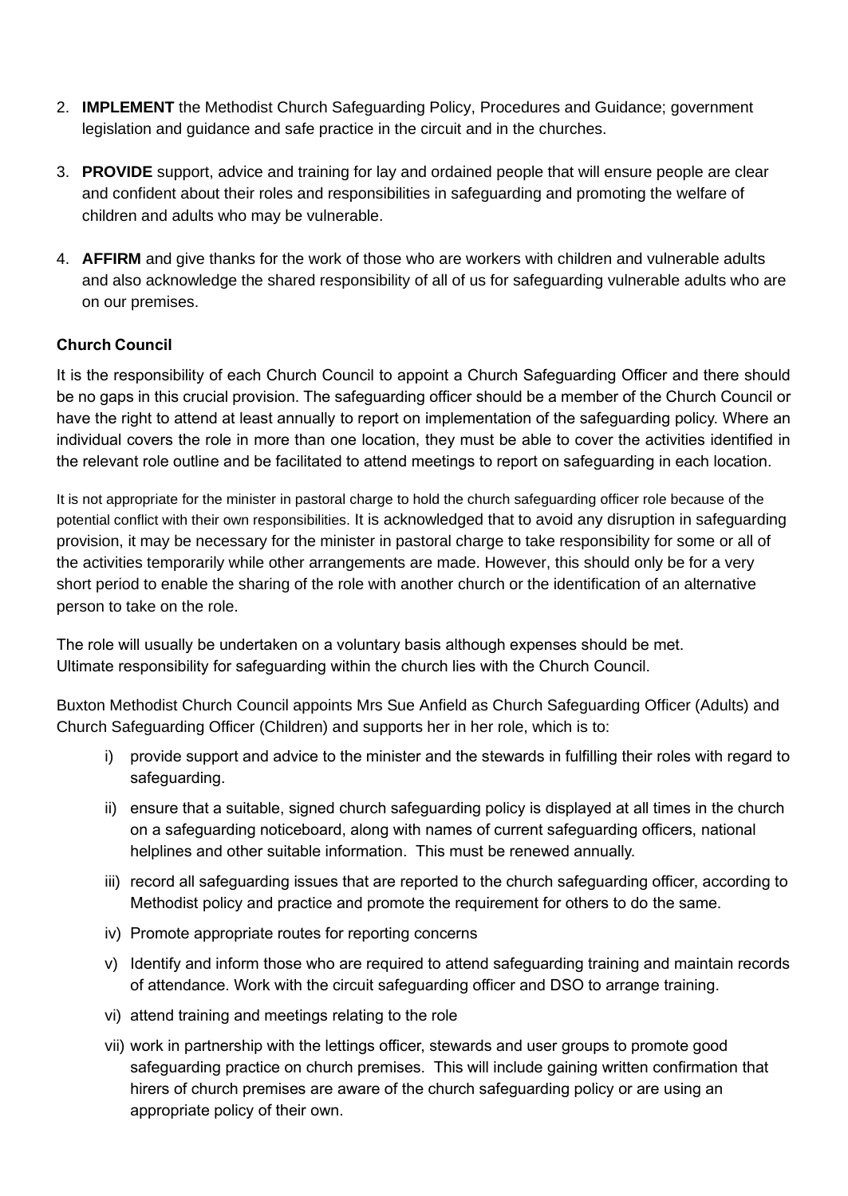2. **IMPLEMENT** the Methodist Church Safeguarding Policy, Procedures and Guidance; government legislation and guidance and safe practice in the circuit and in the churches.

3. **PROVIDE** support, advice and training for lay and ordained people that will ensure people are clear and confident about their roles and responsibilities in safeguarding and promoting the welfare of children and adults who may be vulnerable.

4. **AFFIRM** and give thanks for the work of those who are workers with children and vulnerable adults and also acknowledge the shared responsibility of all of us for safeguarding vulnerable adults who are on our premises.

**Church Council**

It is the responsibility of each Church Council to appoint a Church Safeguarding Officer and there should be no gaps in this crucial provision. The safeguarding officer should be a member of the Church Council or have the right to attend at least annually to report on implementation of the safeguarding policy. Where an individual covers the role in more than one location, they must be able to cover the activities identified in the relevant role outline and be facilitated to attend meetings to report on safeguarding in each location.

It is not appropriate for the minister in pastoral charge to hold the church safeguarding officer role because of the potential conflict with their own responsibilities. It is acknowledged that to avoid any disruption in safeguarding provision, it may be necessary for the minister in pastoral charge to take responsibility for some or all of the activities temporarily while other arrangements are made. However, this should only be for a very short period to enable the sharing of the role with another church or the identification of an alternative person to take on the role.

The role will usually be undertaken on a voluntary basis although expenses should be met.
Ultimate responsibility for safeguarding within the church lies with the Church Council.

Buxton Methodist Church Council appoints Mrs Sue Anfield as Church Safeguarding Officer (Adults) and Church Safeguarding Officer (Children) and supports her in her role, which is to:

i) provide support and advice to the minister and the stewards in fulfilling their roles with regard to safeguarding.
ii) ensure that a suitable, signed church safeguarding policy is displayed at all times in the church on a safeguarding noticeboard, along with names of current safeguarding officers, national helplines and other suitable information. This must be renewed annually.
iii) record all safeguarding issues that are reported to the church safeguarding officer, according to Methodist policy and practice and promote the requirement for others to do the same.
iv) Promote appropriate routes for reporting concerns
v) Identify and inform those who are required to attend safeguarding training and maintain records of attendance. Work with the circuit safeguarding officer and DSO to arrange training.
vi) attend training and meetings relating to the role
vii) work in partnership with the lettings officer, stewards and user groups to promote good safeguarding practice on church premises. This will include gaining written confirmation that hirers of church premises are aware of the church safeguarding policy or are using an appropriate policy of their own.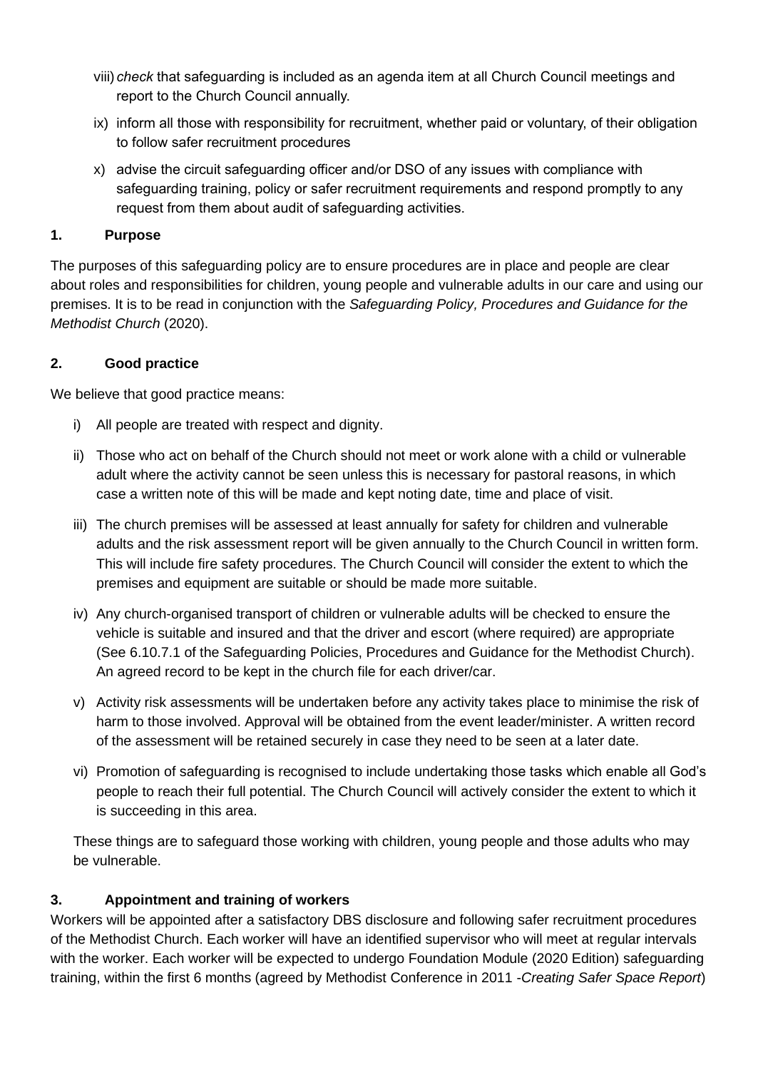viii) *check* that safeguarding is included as an agenda item at all Church Council meetings and report to the Church Council annually.

ix) inform all those with responsibility for recruitment, whether paid or voluntary, of their obligation to follow safer recruitment procedures

x) advise the circuit safeguarding officer and/or DSO of any issues with compliance with safeguarding training, policy or safer recruitment requirements and respond promptly to any request from them about audit of safeguarding activities.

## 1. Purpose

The purposes of this safeguarding policy are to ensure procedures are in place and people are clear about roles and responsibilities for children, young people and vulnerable adults in our care and using our premises. It is to be read in conjunction with the *Safeguarding Policy, Procedures and Guidance for the Methodist Church* (2020).

## 2. Good practice

We believe that good practice means:

i) All people are treated with respect and dignity.

ii) Those who act on behalf of the Church should not meet or work alone with a child or vulnerable adult where the activity cannot be seen unless this is necessary for pastoral reasons, in which case a written note of this will be made and kept noting date, time and place of visit.

iii) The church premises will be assessed at least annually for safety for children and vulnerable adults and the risk assessment report will be given annually to the Church Council in written form. This will include fire safety procedures. The Church Council will consider the extent to which the premises and equipment are suitable or should be made more suitable.

iv) Any church-organised transport of children or vulnerable adults will be checked to ensure the vehicle is suitable and insured and that the driver and escort (where required) are appropriate (See 6.10.7.1 of the Safeguarding Policies, Procedures and Guidance for the Methodist Church). An agreed record to be kept in the church file for each driver/car.

v) Activity risk assessments will be undertaken before any activity takes place to minimise the risk of harm to those involved. Approval will be obtained from the event leader/minister. A written record of the assessment will be retained securely in case they need to be seen at a later date.

vi) Promotion of safeguarding is recognised to include undertaking those tasks which enable all God's people to reach their full potential. The Church Council will actively consider the extent to which it is succeeding in this area.

These things are to safeguard those working with children, young people and those adults who may be vulnerable.

## 3. Appointment and training of workers

Workers will be appointed after a satisfactory DBS disclosure and following safer recruitment procedures of the Methodist Church. Each worker will have an identified supervisor who will meet at regular intervals with the worker. Each worker will be expected to undergo Foundation Module (2020 Edition) safeguarding training, within the first 6 months (agreed by Methodist Conference in 2011 -*Creating Safer Space Report*)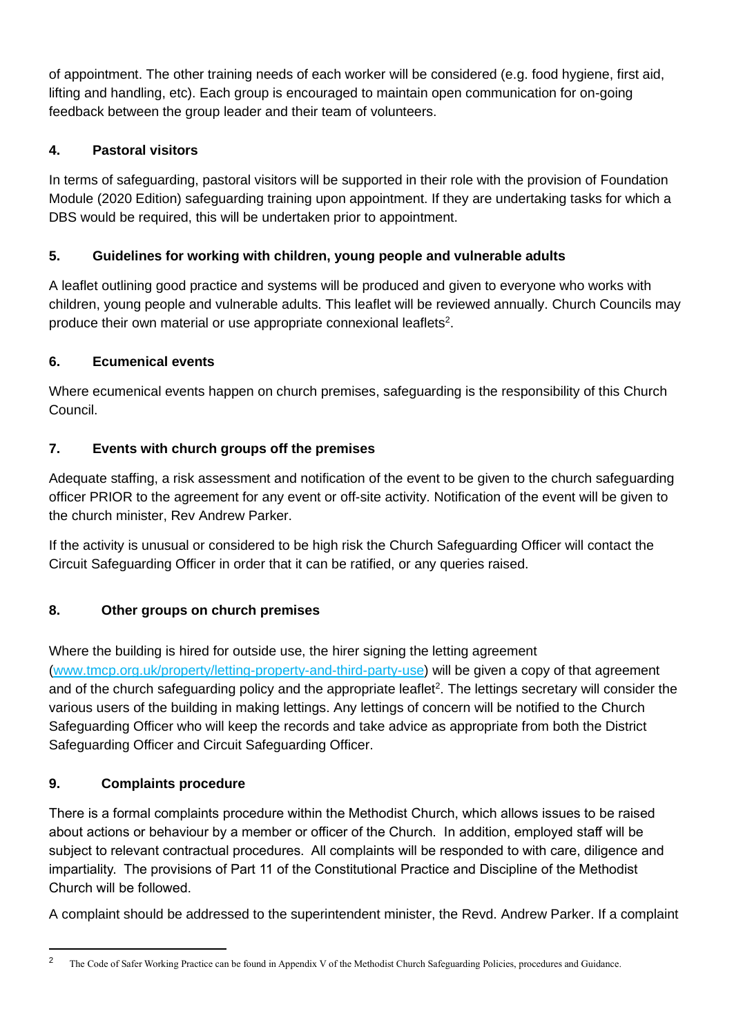of appointment. The other training needs of each worker will be considered (e.g. food hygiene, first aid, lifting and handling, etc). Each group is encouraged to maintain open communication for on-going feedback between the group leader and their team of volunteers.

### 4. Pastoral visitors

In terms of safeguarding, pastoral visitors will be supported in their role with the provision of Foundation Module (2020 Edition) safeguarding training upon appointment. If they are undertaking tasks for which a DBS would be required, this will be undertaken prior to appointment.

### 5. Guidelines for working with children, young people and vulnerable adults

A leaflet outlining good practice and systems will be produced and given to everyone who works with children, young people and vulnerable adults. This leaflet will be reviewed annually. Church Councils may produce their own material or use appropriate connexional leaflets[2].

### 6. Ecumenical events

Where ecumenical events happen on church premises, safeguarding is the responsibility of this Church Council.

### 7. Events with church groups off the premises

Adequate staffing, a risk assessment and notification of the event to be given to the church safeguarding officer PRIOR to the agreement for any event or off-site activity. Notification of the event will be given to the church minister, Rev Andrew Parker.

If the activity is unusual or considered to be high risk the Church Safeguarding Officer will contact the Circuit Safeguarding Officer in order that it can be ratified, or any queries raised.

### 8. Other groups on church premises

Where the building is hired for outside use, the hirer signing the letting agreement ([www.tmcp.org.uk/property/letting-property-and-third-party-use](www.tmcp.org.uk/property/letting-property-and-third-party-use)) will be given a copy of that agreement and of the church safeguarding policy and the appropriate leaflet[2]. The lettings secretary will consider the various users of the building in making lettings. Any lettings of concern will be notified to the Church Safeguarding Officer who will keep the records and take advice as appropriate from both the District Safeguarding Officer and Circuit Safeguarding Officer.

### 9. Complaints procedure

There is a formal complaints procedure within the Methodist Church, which allows issues to be raised about actions or behaviour by a member or officer of the Church. In addition, employed staff will be subject to relevant contractual procedures. All complaints will be responded to with care, diligence and impartiality. The provisions of Part 11 of the Constitutional Practice and Discipline of the Methodist Church will be followed.

A complaint should be addressed to the superintendent minister, the Revd. Andrew Parker. If a complaint

---

[2] The Code of Safer Working Practice can be found in Appendix V of the Methodist Church Safeguarding Policies, procedures and Guidance.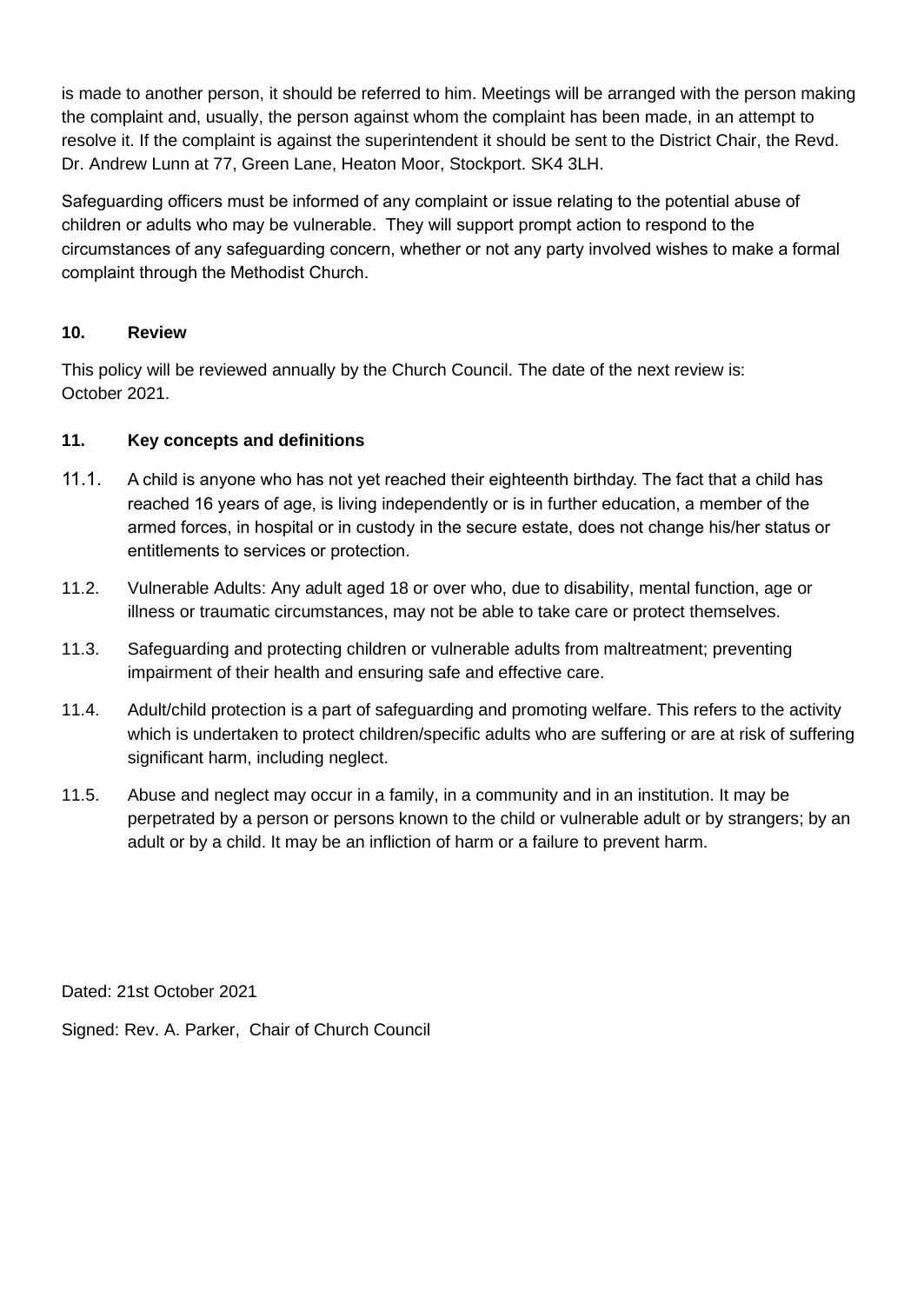is made to another person, it should be referred to him. Meetings will be arranged with the person making the complaint and, usually, the person against whom the complaint has been made, in an attempt to resolve it. If the complaint is against the superintendent it should be sent to the District Chair, the Revd. Dr. Andrew Lunn at 77, Green Lane, Heaton Moor, Stockport. SK4 3LH.

Safeguarding officers must be informed of any complaint or issue relating to the potential abuse of children or adults who may be vulnerable. They will support prompt action to respond to the circumstances of any safeguarding concern, whether or not any party involved wishes to make a formal complaint through the Methodist Church.

### 10. Review

This policy will be reviewed annually by the Church Council. The date of the next review is: October 2021.

### 11. Key concepts and definitions

11.1. A child is anyone who has not yet reached their eighteenth birthday. The fact that a child has reached 16 years of age, is living independently or is in further education, a member of the armed forces, in hospital or in custody in the secure estate, does not change his/her status or entitlements to services or protection.

11.2. Vulnerable Adults: Any adult aged 18 or over who, due to disability, mental function, age or illness or traumatic circumstances, may not be able to take care or protect themselves.

11.3. Safeguarding and protecting children or vulnerable adults from maltreatment; preventing impairment of their health and ensuring safe and effective care.

11.4. Adult/child protection is a part of safeguarding and promoting welfare. This refers to the activity which is undertaken to protect children/specific adults who are suffering or are at risk of suffering significant harm, including neglect.

11.5. Abuse and neglect may occur in a family, in a community and in an institution. It may be perpetrated by a person or persons known to the child or vulnerable adult or by strangers; by an adult or by a child. It may be an infliction of harm or a failure to prevent harm.

Dated: 21st October 2021

Signed: Rev. A. Parker, Chair of Church Council